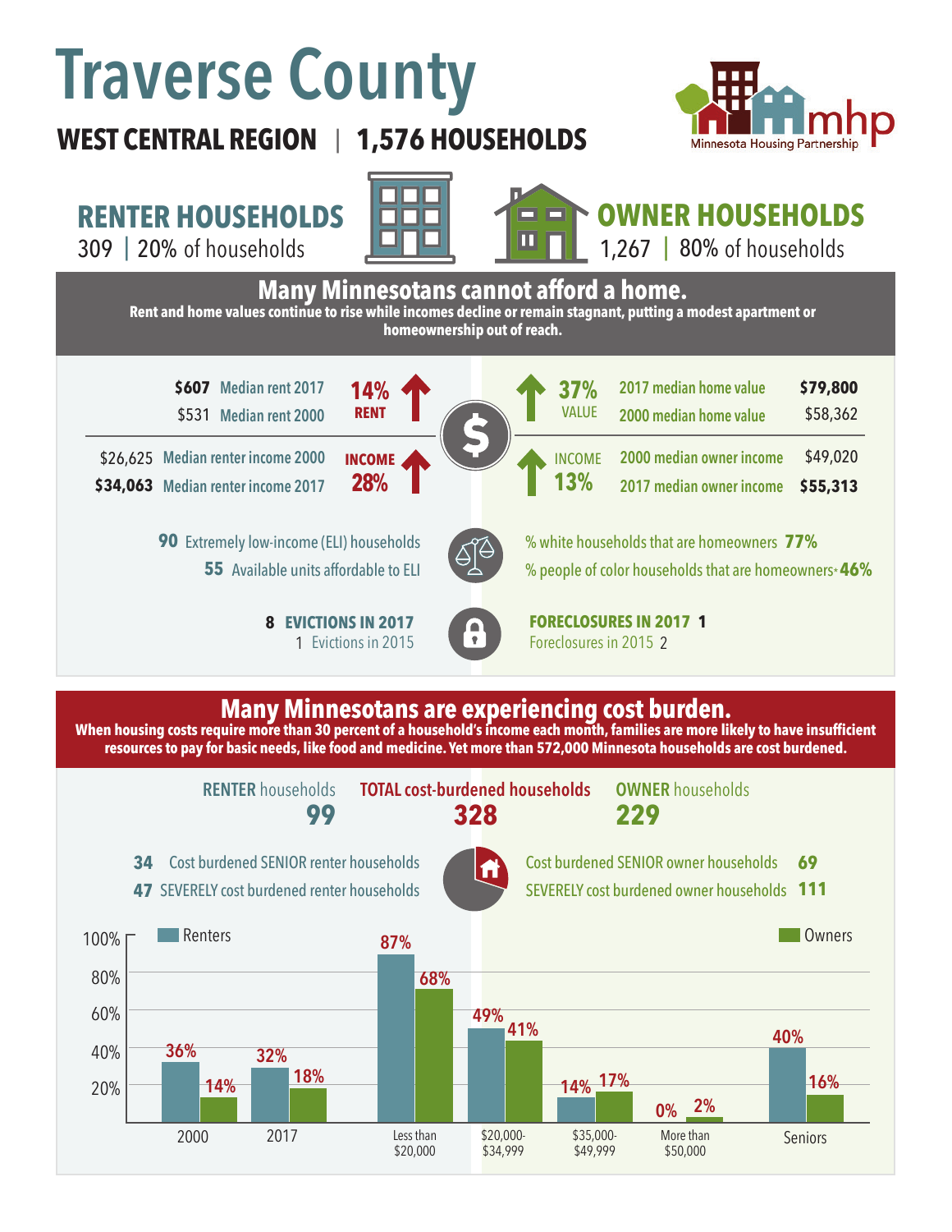# Traverse County

**WEST CENTRAL REGION | 1,576 HOUSEHOLDS**

Minnesota Housing Partnership

## RENTER HOUSEHOLDS

309 | 20% of households

## OWNER HOUSEHOLDS

1,267 | 80% of households

## Many Minnesotans cannot afford a home.

**Rent and home values continue to rise while incomes decline or remain stagnant, putting a modest apartment or homeownership out of reach.**

| Renters | | | Owners | |
|---|---|---|---|---|
| **$607** Median rent 2017 | **14% RENT** ↑ | | **37% VALUE** ↑ | 2017 median home value **$79,800** |
| $531 Median rent 2000 | | | | 2000 median home value $58,362 |
| $26,625 Median renter income 2000 | **INCOME 28%** ↑ | | **INCOME 13%** ↑ | 2000 median owner income $49,020 |
| **$34,063** Median renter income 2017 | | | | 2017 median owner income **$55,313** |

**90** Extremely low-income (ELI) households

**55** Available units affordable to ELI

% white households that are homeowners **77%**

% people of color households that are homeowners* **46%**

**8 EVICTIONS IN 2017**

1 Evictions in 2015

**FORECLOSURES IN 2017 1**

Foreclosures in 2015 2

## Many Minnesotans are experiencing cost burden.

**When housing costs require more than 30 percent of a household's income each month, families are more likely to have insufficient resources to pay for basic needs, like food and medicine. Yet more than 572,000 Minnesota households are cost burdened.**

| RENTER households | TOTAL cost-burdened households | OWNER households |
|---|---|---|
| **99** | **328** | **229** |

**34** Cost burdened SENIOR renter households

**47** SEVERELY cost burdened renter households

Cost burdened SENIOR owner households **69**

SEVERELY cost burdened owner households **111**

| | Renters | Owners |
|---|---|---|
| 2000 | 36% | 14% |
| 2017 | 32% | 18% |
| Less than $20,000 | 87% | 68% |
| $20,000-$34,999 | 49% | 41% |
| $35,000-$49,999 | 14% | 17% |
| More than $50,000 | 0% | 2% |
| Seniors | 40% | 16% |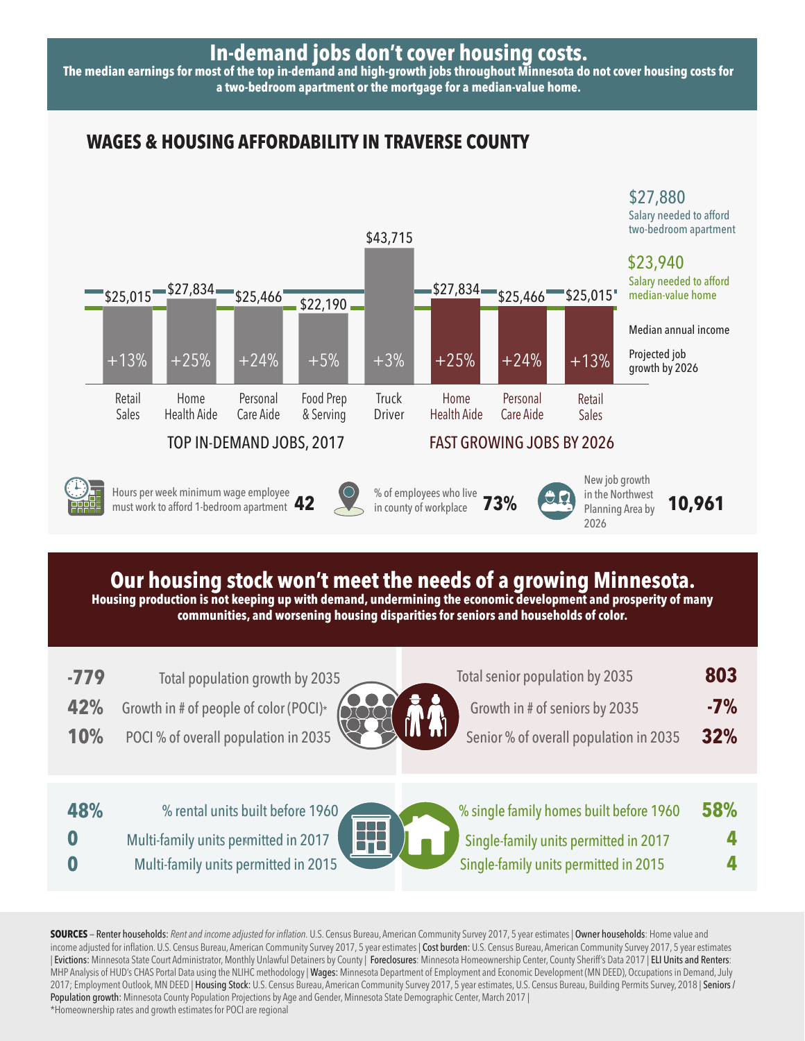# In-demand jobs don't cover housing costs.

**The median earnings for most of the top in-demand and high-growth jobs throughout Minnesota do not cover housing costs for a two-bedroom apartment or the mortgage for a median-value home.**

## WAGES & HOUSING AFFORDABILITY IN TRAVERSE COUNTY

$27,880
Salary needed to afford two-bedroom apartment

$23,940
Salary needed to afford median-value home

Median annual income

Projected job growth by 2026

$25,015 +13% Retail Sales
$27,834 +25% Home Health Aide
$25,466 +24% Personal Care Aide
$22,190 +5% Food Prep & Serving
$43,715 +3% Truck Driver

TOP IN-DEMAND JOBS, 2017

$27,834 +25% Home Health Aide
$25,466 +24% Personal Care Aide
$25,015 +13% Retail Sales

FAST GROWING JOBS BY 2026

Hours per week minimum wage employee must work to afford 1-bedroom apartment **42**

% of employees who live in county of workplace **73%**

New job growth in the Northwest Planning Area by 2026 **10,961**

# Our housing stock won't meet the needs of a growing Minnesota.

**Housing production is not keeping up with demand, undermining the economic development and prosperity of many communities, and worsening housing disparities for seniors and households of color.**

**-779** Total population growth by 2035
**42%** Growth in # of people of color (POCI)*
**10%** POCI % of overall population in 2035

Total senior population by 2035 **803**
Growth in # of seniors by 2035 **-7%**
Senior % of overall population in 2035 **32%**

**48%** % rental units built before 1960
**0** Multi-family units permitted in 2017
**0** Multi-family units permitted in 2015

% single family homes built before 1960 **58%**
Single-family units permitted in 2017 **4**
Single-family units permitted in 2015 **4**

**SOURCES** – Renter households: *Rent and income adjusted for inflation.* U.S. Census Bureau, American Community Survey 2017, 5 year estimates | Owner households: Home value and income adjusted for inflation. U.S. Census Bureau, American Community Survey 2017, 5 year estimates | Cost burden: U.S. Census Bureau, American Community Survey 2017, 5 year estimates | Evictions: Minnesota State Court Administrator, Monthly Unlawful Detainers by County | Foreclosures: Minnesota Homeownership Center, County Sheriff's Data 2017 | ELI Units and Renters: MHP Analysis of HUD's CHAS Portal Data using the NLIHC methodology | Wages: Minnesota Department of Employment and Economic Development (MN DEED), Occupations in Demand, July 2017; Employment Outlook, MN DEED | Housing Stock: U.S. Census Bureau, American Community Survey 2017, 5 year estimates, U.S. Census Bureau, Building Permits Survey, 2018 | Seniors / Population growth: Minnesota County Population Projections by Age and Gender, Minnesota State Demographic Center, March 2017 |
*Homeownership rates and growth estimates for POCI are regional